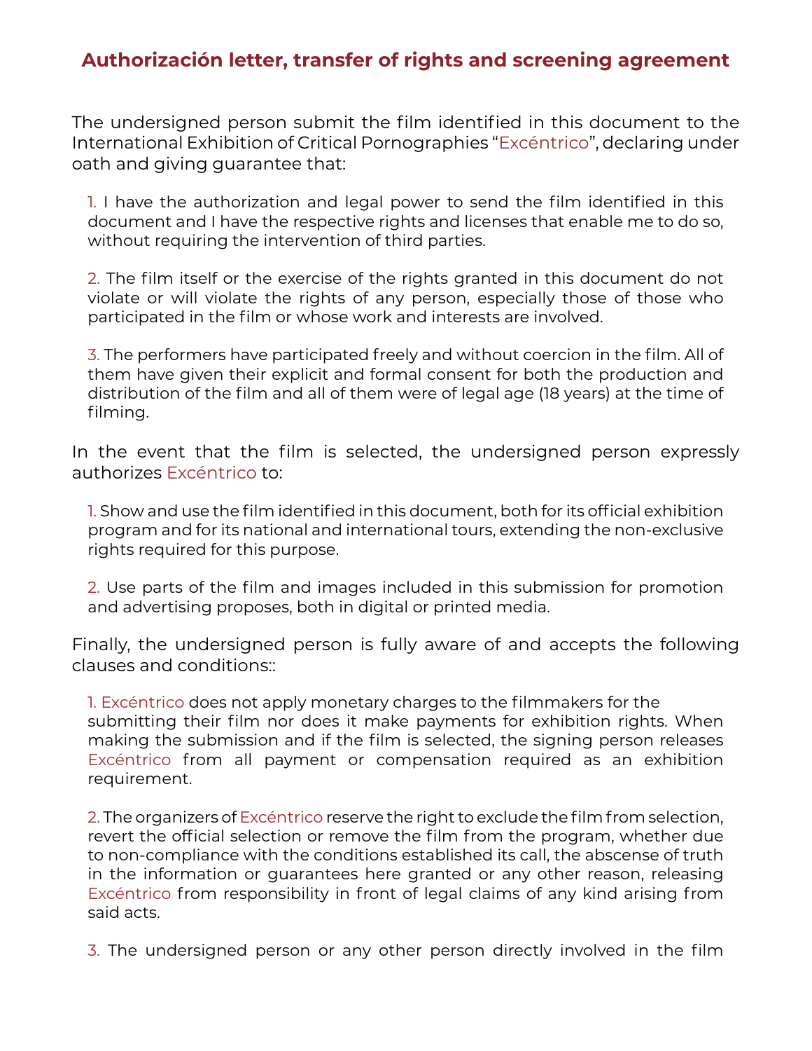# Authorización letter, transfer of rights and screening agreement

The undersigned person submit the film identified in this document to the International Exhibition of Critical Pornographies "Excéntrico", declaring under oath and giving guarantee that:

1. I have the authorization and legal power to send the film identified in this document and I have the respective rights and licenses that enable me to do so, without requiring the intervention of third parties.

2. The film itself or the exercise of the rights granted in this document do not violate or will violate the rights of any person, especially those of those who participated in the film or whose work and interests are involved.

3. The performers have participated freely and without coercion in the film. All of them have given their explicit and formal consent for both the production and distribution of the film and all of them were of legal age (18 years) at the time of filming.

In the event that the film is selected, the undersigned person expressly authorizes Excéntrico to:

1. Show and use the film identified in this document, both for its official exhibition program and for its national and international tours, extending the non-exclusive rights required for this purpose.

2. Use parts of the film and images included in this submission for promotion and advertising proposes, both in digital or printed media.

Finally, the undersigned person is fully aware of and accepts the following clauses and conditions::

1. Excéntrico does not apply monetary charges to the filmmakers for the submitting their film nor does it make payments for exhibition rights. When making the submission and if the film is selected, the signing person releases Excéntrico from all payment or compensation required as an exhibition requirement.

2. The organizers of Excéntrico reserve the right to exclude the film from selection, revert the official selection or remove the film from the program, whether due to non-compliance with the conditions established its call, the abscense of truth in the information or guarantees here granted or any other reason, releasing Excéntrico from responsibility in front of legal claims of any kind arising from said acts.

3. The undersigned person or any other person directly involved in the film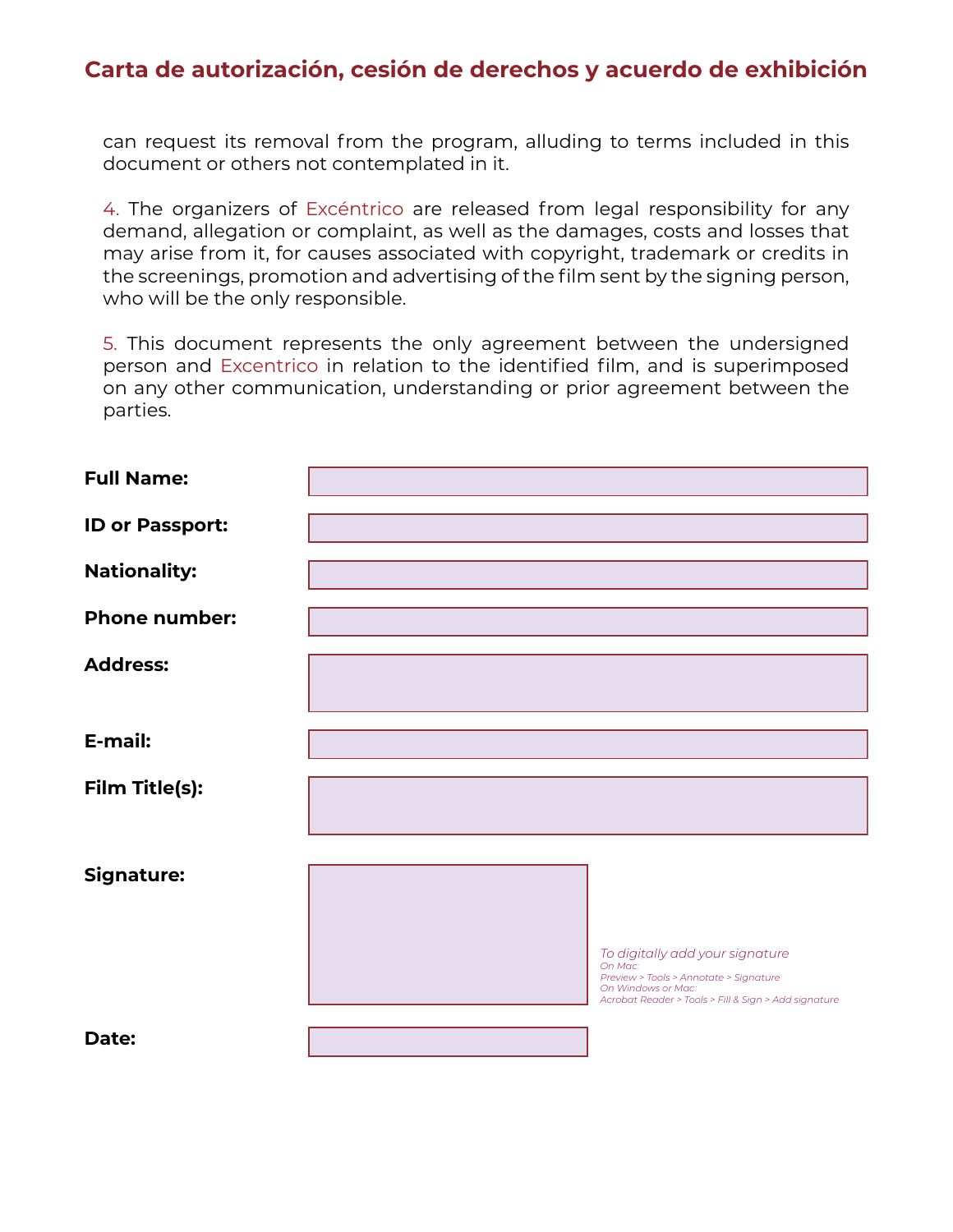can request its removal from the program, alluding to terms included in this document or others not contemplated in it.

4. The organizers of Excéntrico are released from legal responsibility for any demand, allegation or complaint, as well as the damages, costs and losses that may arise from it, for causes associated with copyright, trademark or credits in the screenings, promotion and advertising of the film sent by the signing person, who will be the only responsible.

5. This document represents the only agreement between the undersigned person and Excentrico in relation to the identified film, and is superimposed on any other communication, understanding or prior agreement between the parties.

**Full Name:**

**ID or Passport:**

**Nationality:**

**Phone number:**

**Address:**

**E-mail:**

**Film Title(s):**

**Signature:**

*To digitally add your signature*
*On Mac:*
*Preview > Tools > Annotate > Signature*
*On Windows or Mac:*
*Acrobat Reader > Tools > Fill & Sign > Add signature*

**Date:**